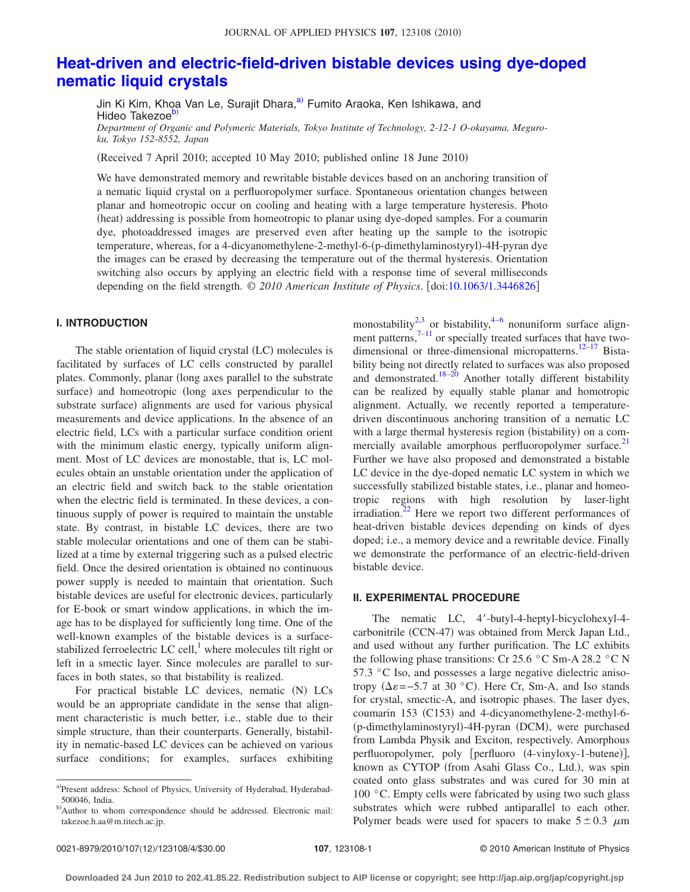# Heat-driven and electric-field-driven bistable devices using dye-doped nematic liquid crystals

Jin Ki Kim, Khoa Van Le, Surajit Dhara,[a] Fumito Araoka, Ken Ishikawa, and Hideo Takezoe[b]

*Department of Organic and Polymeric Materials, Tokyo Institute of Technology, 2-12-1 O-okayama, Meguro-ku, Tokyo 152-8552, Japan*

(Received 7 April 2010; accepted 10 May 2010; published online 18 June 2010)

We have demonstrated memory and rewritable bistable devices based on an anchoring transition of a nematic liquid crystal on a perfluoropolymer surface. Spontaneous orientation changes between planar and homeotropic occur on cooling and heating with a large temperature hysteresis. Photo (heat) addressing is possible from homeotropic to planar using dye-doped samples. For a coumarin dye, photoaddressed images are preserved even after heating up the sample to the isotropic temperature, whereas, for a 4-dicyanomethylene-2-methyl-6-(p-dimethylaminostyryl)-4H-pyran dye the images can be erased by decreasing the temperature out of the thermal hysteresis. Orientation switching also occurs by applying an electric field with a response time of several milliseconds depending on the field strength. © *2010 American Institute of Physics*. [doi:10.1063/1.3446826]

## I. INTRODUCTION

The stable orientation of liquid crystal (LC) molecules is facilitated by surfaces of LC cells constructed by parallel plates. Commonly, planar (long axes parallel to the substrate surface) and homeotropic (long axes perpendicular to the substrate surface) alignments are used for various physical measurements and device applications. In the absence of an electric field, LCs with a particular surface condition orient with the minimum elastic energy, typically uniform alignment. Most of LC devices are monostable, that is, LC molecules obtain an unstable orientation under the application of an electric field and switch back to the stable orientation when the electric field is terminated. In these devices, a continuous supply of power is required to maintain the unstable state. By contrast, in bistable LC devices, there are two stable molecular orientations and one of them can be stabilized at a time by external triggering such as a pulsed electric field. Once the desired orientation is obtained no continuous power supply is needed to maintain that orientation. Such bistable devices are useful for electronic devices, particularly for E-book or smart window applications, in which the image has to be displayed for sufficiently long time. One of the well-known examples of the bistable devices is a surface-stabilized ferroelectric LC cell,[1] where molecules tilt right or left in a smectic layer. Since molecules are parallel to surfaces in both states, so that bistability is realized.

For practical bistable LC devices, nematic (N) LCs would be an appropriate candidate in the sense that alignment characteristic is much better, i.e., stable due to their simple structure, than their counterparts. Generally, bistability in nematic-based LC devices can be achieved on various surface conditions; for examples, surfaces exhibiting monostability[2,3] or bistability,[4–6] nonuniform surface alignment patterns,[7–11] or specially treated surfaces that have two-dimensional or three-dimensional micropatterns.[12–17] Bistability being not directly related to surfaces was also proposed and demonstrated.[18–20] Another totally different bistability can be realized by equally stable planar and homotropic alignment. Actually, we recently reported a temperature-driven discontinuous anchoring transition of a nematic LC with a large thermal hysteresis region (bistability) on a commercially available amorphous perfluoropolymer surface.[21] Further we have also proposed and demonstrated a bistable LC device in the dye-doped nematic LC system in which we successfully stabilized bistable states, i.e., planar and homeotropic regions with high resolution by laser-light irradiation.[22] Here we report two different performances of heat-driven bistable devices depending on kinds of dyes doped; i.e., a memory device and a rewritable device. Finally we demonstrate the performance of an electric-field-driven bistable device.

## II. EXPERIMENTAL PROCEDURE

The nematic LC, 4′-butyl-4-heptyl-bicyclohexyl-4-carbonitrile (CCN-47) was obtained from Merck Japan Ltd., and used without any further purification. The LC exhibits the following phase transitions: Cr 25.6 °C Sm-A 28.2 °C N 57.3 °C Iso, and possesses a large negative dielectric anisotropy ($\Delta\varepsilon = -5.7$ at 30 °C). Here Cr, Sm-A, and Iso stands for crystal, smectic-A, and isotropic phases. The laser dyes, coumarin 153 (C153) and 4-dicyanomethylene-2-methyl-6-(p-dimethylaminostyryl)-4H-pyran (DCM), were purchased from Lambda Physik and Exciton, respectively. Amorphous perfluoropolymer, poly [perfluoro (4-vinyloxy-1-butene)], known as CYTOP (from Asahi Glass Co., Ltd.), was spin coated onto glass substrates and was cured for 30 min at 100 °C. Empty cells were fabricated by using two such glass substrates which were rubbed antiparallel to each other. Polymer beads were used for spacers to make $5 \pm 0.3$ μm

---

[a]Present address: School of Physics, University of Hyderabad, Hyderabad-500046, India.

[b]Author to whom correspondence should be addressed. Electronic mail: takezoe.h.aa@m.titech.ac.jp.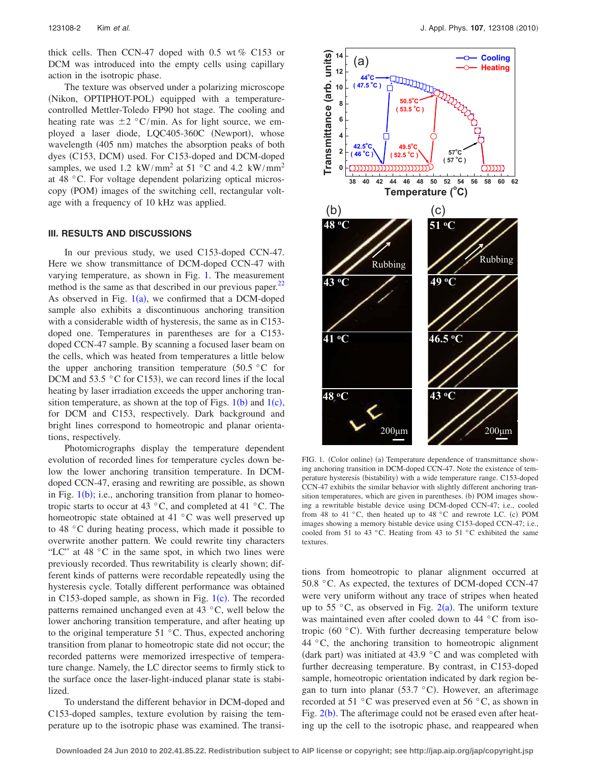thick cells. Then CCN-47 doped with 0.5 wt % C153 or DCM was introduced into the empty cells using capillary action in the isotropic phase.

The texture was observed under a polarizing microscope (Nikon, OPTIPHOT-POL) equipped with a temperature-controlled Mettler-Toledo FP90 hot stage. The cooling and heating rate was $\pm 2$ °C/min. As for light source, we employed a laser diode, LQC405-360C (Newport), whose wavelength (405 nm) matches the absorption peaks of both dyes (C153, DCM) used. For C153-doped and DCM-doped samples, we used 1.2 kW/mm$^2$ at 51 °C and 4.2 kW/mm$^2$ at 48 °C. For voltage dependent polarizing optical microscopy (POM) images of the switching cell, rectangular voltage with a frequency of 10 kHz was applied.

### III. RESULTS AND DISCUSSIONS

In our previous study, we used C153-doped CCN-47. Here we show transmittance of DCM-doped CCN-47 with varying temperature, as shown in Fig. 1. The measurement method is the same as that described in our previous paper.[22] As observed in Fig. 1(a), we confirmed that a DCM-doped sample also exhibits a discontinuous anchoring transition with a considerable width of hysteresis, the same as in C153-doped one. Temperatures in parentheses are for a C153-doped CCN-47 sample. By scanning a focused laser beam on the cells, which was heated from temperatures a little below the upper anchoring transition temperature (50.5 °C for DCM and 53.5 °C for C153), we can record lines if the local heating by laser irradiation exceeds the upper anchoring transition temperature, as shown at the top of Figs. 1(b) and 1(c), for DCM and C153, respectively. Dark background and bright lines correspond to homeotropic and planar orientations, respectively.

Photomicrographs display the temperature dependent evolution of recorded lines for temperature cycles down below the lower anchoring transition temperature. In DCM-doped CCN-47, erasing and rewriting are possible, as shown in Fig. 1(b); i.e., anchoring transition from planar to homeotropic starts to occur at 43 °C, and completed at 41 °C. The homeotropic state obtained at 41 °C was well preserved up to 48 °C during heating process, which made it possible to overwrite another pattern. We could rewrite tiny characters "LC" at 48 °C in the same spot, in which two lines were previously recorded. Thus rewritability is clearly shown; different kinds of patterns were recordable repeatedly using the hysteresis cycle. Totally different performance was obtained in C153-doped sample, as shown in Fig. 1(c). The recorded patterns remained unchanged even at 43 °C, well below the lower anchoring transition temperature, and after heating up to the original temperature 51 °C. Thus, expected anchoring transition from planar to homeotropic state did not occur; the recorded patterns were memorized irrespective of temperature change. Namely, the LC director seems to firmly stick to the surface once the laser-light-induced planar state is stabilized.

To understand the different behavior in DCM-doped and C153-doped samples, texture evolution by raising the temperature up to the isotropic phase was examined. The transitions from homeotropic to planar alignment occurred at 50.8 °C. As expected, the textures of DCM-doped CCN-47 were very uniform without any trace of stripes when heated up to 55 °C, as observed in Fig. 2(a). The uniform texture was maintained even after cooled down to 44 °C from isotropic (60 °C). With further decreasing temperature below 44 °C, the anchoring transition to homeotropic alignment (dark part) was initiated at 43.9 °C and was completed with further decreasing temperature. By contrast, in C153-doped sample, homeotropic orientation indicated by dark region began to turn into planar (53.7 °C). However, an afterimage recorded at 51 °C was preserved even at 56 °C, as shown in Fig. 2(b). The afterimage could not be erased even after heating up the cell to the isotropic phase, and reappeared when

FIG. 1. (Color online) (a) Temperature dependence of transmittance showing anchoring transition in DCM-doped CCN-47. Note the existence of temperature hysteresis (bistability) with a wide temperature range. C153-doped CCN-47 exhibits the similar behavior with slightly different anchoring transition temperatures, which are given in parentheses. (b) POM images showing a rewritable bistable device using DCM-doped CCN-47; i.e., cooled from 48 to 41 °C, then heated up to 48 °C and rewrote LC. (c) POM images showing a memory bistable device using C153-doped CCN-47; i.e., cooled from 51 to 43 °C. Heating from 43 to 51 °C exhibited the same textures.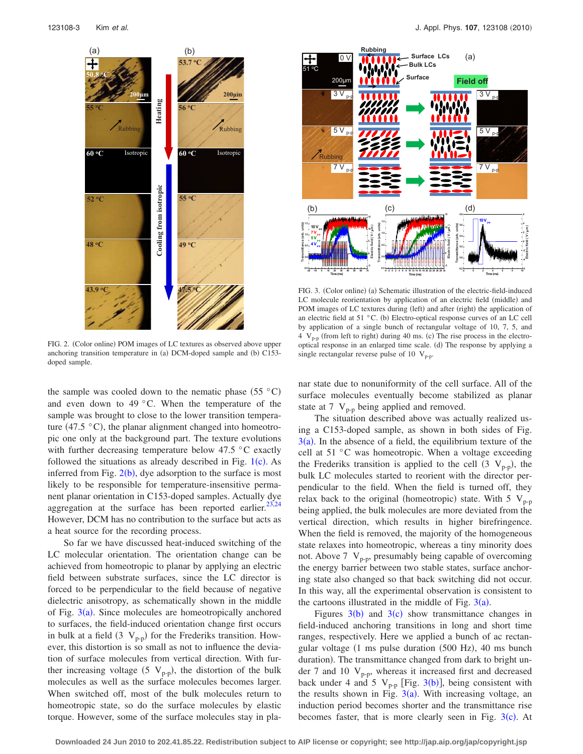FIG. 2. (Color online) POM images of LC textures as observed above upper anchoring transition temperature in (a) DCM-doped sample and (b) C153-doped sample.

FIG. 3. (Color online) (a) Schematic illustration of the electric-field-induced LC molecule reorientation by application of an electric field (middle) and POM images of LC textures during (left) and after (right) the application of an electric field at 51 °C. (b) Electro-optical response curves of an LC cell by application of a single bunch of rectangular voltage of 10, 7, 5, and 4 $V_{p-p}$ (from left to right) during 40 ms. (c) The rise process in the electro-optical response in an enlarged time scale. (d) The response by applying a single rectangular reverse pulse of 10 $V_{p-p}$.

the sample was cooled down to the nematic phase (55 °C) and even down to 49 °C. When the temperature of the sample was brought to close to the lower transition temperature (47.5 °C), the planar alignment changed into homeotropic one only at the background part. The texture evolutions with further decreasing temperature below 47.5 °C exactly followed the situations as already described in Fig. 1(c). As inferred from Fig. 2(b), dye adsorption to the surface is most likely to be responsible for temperature-insensitive permanent planar orientation in C153-doped samples. Actually dye aggregation at the surface has been reported earlier.[23,24] However, DCM has no contribution to the surface but acts as a heat source for the recording process.

So far we have discussed heat-induced switching of the LC molecular orientation. The orientation change can be achieved from homeotropic to planar by applying an electric field between substrate surfaces, since the LC director is forced to be perpendicular to the field because of negative dielectric anisotropy, as schematically shown in the middle of Fig. 3(a). Since molecules are homeotropically anchored to surfaces, the field-induced orientation change first occurs in bulk at a field (3 $V_{p-p}$) for the Frederiks transition. However, this distortion is so small as not to influence the deviation of surface molecules from vertical direction. With further increasing voltage (5 $V_{p-p}$), the distortion of the bulk molecules as well as the surface molecules becomes larger. When switched off, most of the bulk molecules return to homeotropic state, so do the surface molecules by elastic torque. However, some of the surface molecules stay in planar state due to nonuniformity of the cell surface. All of the surface molecules eventually become stabilized as planar state at 7 $V_{p-p}$ being applied and removed.

The situation described above was actually realized using a C153-doped sample, as shown in both sides of Fig. 3(a). In the absence of a field, the equilibrium texture of the cell at 51 °C was homeotropic. When a voltage exceeding the Frederiks transition is applied to the cell (3 $V_{p-p}$), the bulk LC molecules started to reorient with the director perpendicular to the field. When the field is turned off, they relax back to the original (homeotropic) state. With 5 $V_{p-p}$ being applied, the bulk molecules are more deviated from the vertical direction, which results in higher birefringence. When the field is removed, the majority of the homogeneous state relaxes into homeotropic, whereas a tiny minority does not. Above 7 $V_{p-p}$, presumably being capable of overcoming the energy barrier between two stable states, surface anchoring state also changed so that back switching did not occur. In this way, all the experimental observation is consistent to the cartoons illustrated in the middle of Fig. 3(a).

Figures 3(b) and 3(c) show transmittance changes in field-induced anchoring transitions in long and short time ranges, respectively. Here we applied a bunch of ac rectangular voltage (1 ms pulse duration (500 Hz), 40 ms bunch duration). The transmittance changed from dark to bright under 7 and 10 $V_{p-p}$, whereas it increased first and decreased back under 4 and 5 $V_{p-p}$ [Fig. 3(b)], being consistent with the results shown in Fig. 3(a). With increasing voltage, an induction period becomes shorter and the transmittance rise becomes faster, that is more clearly seen in Fig. 3(c). At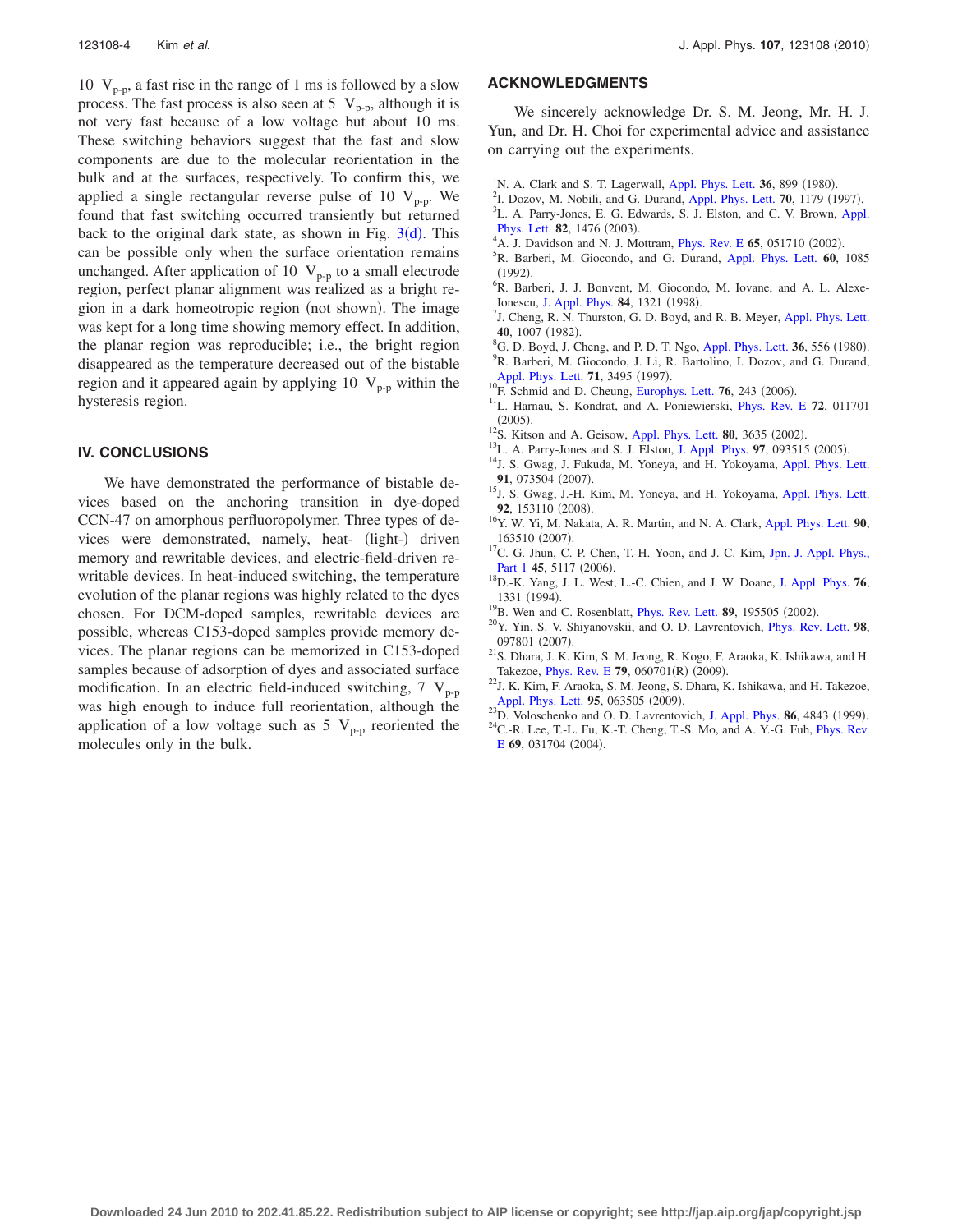10 $V_{p-p}$, a fast rise in the range of 1 ms is followed by a slow process. The fast process is also seen at 5 $V_{p-p}$, although it is not very fast because of a low voltage but about 10 ms. These switching behaviors suggest that the fast and slow components are due to the molecular reorientation in the bulk and at the surfaces, respectively. To confirm this, we applied a single rectangular reverse pulse of 10 $V_{p-p}$. We found that fast switching occurred transiently but returned back to the original dark state, as shown in Fig. 3(d). This can be possible only when the surface orientation remains unchanged. After application of 10 $V_{p-p}$ to a small electrode region, perfect planar alignment was realized as a bright region in a dark homeotropic region (not shown). The image was kept for a long time showing memory effect. In addition, the planar region was reproducible; i.e., the bright region disappeared as the temperature decreased out of the bistable region and it appeared again by applying 10 $V_{p-p}$ within the hysteresis region.

## IV. CONCLUSIONS

We have demonstrated the performance of bistable devices based on the anchoring transition in dye-doped CCN-47 on amorphous perfluoropolymer. Three types of devices were demonstrated, namely, heat- (light-) driven memory and rewritable devices, and electric-field-driven rewritable devices. In heat-induced switching, the temperature evolution of the planar regions was highly related to the dyes chosen. For DCM-doped samples, rewritable devices are possible, whereas C153-doped samples provide memory devices. The planar regions can be memorized in C153-doped samples because of adsorption of dyes and associated surface modification. In an electric field-induced switching, 7 $V_{p-p}$ was high enough to induce full reorientation, although the application of a low voltage such as 5 $V_{p-p}$ reoriented the molecules only in the bulk.

## ACKNOWLEDGMENTS

We sincerely acknowledge Dr. S. M. Jeong, Mr. H. J. Yun, and Dr. H. Choi for experimental advice and assistance on carrying out the experiments.

[1] N. A. Clark and S. T. Lagerwall, Appl. Phys. Lett. **36**, 899 (1980).
[2] I. Dozov, M. Nobili, and G. Durand, Appl. Phys. Lett. **70**, 1179 (1997).
[3] L. A. Parry-Jones, E. G. Edwards, S. J. Elston, and C. V. Brown, Appl. Phys. Lett. **82**, 1476 (2003).
[4] A. J. Davidson and N. J. Mottram, Phys. Rev. E **65**, 051710 (2002).
[5] R. Barberi, M. Giocondo, and G. Durand, Appl. Phys. Lett. **60**, 1085 (1992).
[6] R. Barberi, J. J. Bonvent, M. Giocondo, M. Iovane, and A. L. Alexe-Ionescu, J. Appl. Phys. **84**, 1321 (1998).
[7] J. Cheng, R. N. Thurston, G. D. Boyd, and R. B. Meyer, Appl. Phys. Lett. **40**, 1007 (1982).
[8] G. D. Boyd, J. Cheng, and P. D. T. Ngo, Appl. Phys. Lett. **36**, 556 (1980).
[9] R. Barberi, M. Giocondo, J. Li, R. Bartolino, I. Dozov, and G. Durand, Appl. Phys. Lett. **71**, 3495 (1997).
[10] F. Schmid and D. Cheung, Europhys. Lett. **76**, 243 (2006).
[11] L. Harnau, S. Kondrat, and A. Poniewierski, Phys. Rev. E **72**, 011701 (2005).
[12] S. Kitson and A. Geisow, Appl. Phys. Lett. **80**, 3635 (2002).
[13] L. A. Parry-Jones and S. J. Elston, J. Appl. Phys. **97**, 093515 (2005).
[14] J. S. Gwag, J. Fukuda, M. Yoneya, and H. Yokoyama, Appl. Phys. Lett. **91**, 073504 (2007).
[15] J. S. Gwag, J.-H. Kim, M. Yoneya, and H. Yokoyama, Appl. Phys. Lett. **92**, 153110 (2008).
[16] Y. W. Yi, M. Nakata, A. R. Martin, and N. A. Clark, Appl. Phys. Lett. **90**, 163510 (2007).
[17] C. G. Jhun, C. P. Chen, T.-H. Yoon, and J. C. Kim, Jpn. J. Appl. Phys., Part 1 **45**, 5117 (2006).
[18] D.-K. Yang, J. L. West, L.-C. Chien, and J. W. Doane, J. Appl. Phys. **76**, 1331 (1994).
[19] B. Wen and C. Rosenblatt, Phys. Rev. Lett. **89**, 195505 (2002).
[20] Y. Yin, S. V. Shiyanovskii, and O. D. Lavrentovich, Phys. Rev. Lett. **98**, 097801 (2007).
[21] S. Dhara, J. K. Kim, S. M. Jeong, R. Kogo, F. Araoka, K. Ishikawa, and H. Takezoe, Phys. Rev. E **79**, 060701(R) (2009).
[22] J. K. Kim, F. Araoka, S. M. Jeong, S. Dhara, K. Ishikawa, and H. Takezoe, Appl. Phys. Lett. **95**, 063505 (2009).
[23] D. Voloschenko and O. D. Lavrentovich, J. Appl. Phys. **86**, 4843 (1999).
[24] C.-R. Lee, T.-L. Fu, K.-T. Cheng, T.-S. Mo, and A. Y.-G. Fuh, Phys. Rev. E **69**, 031704 (2004).